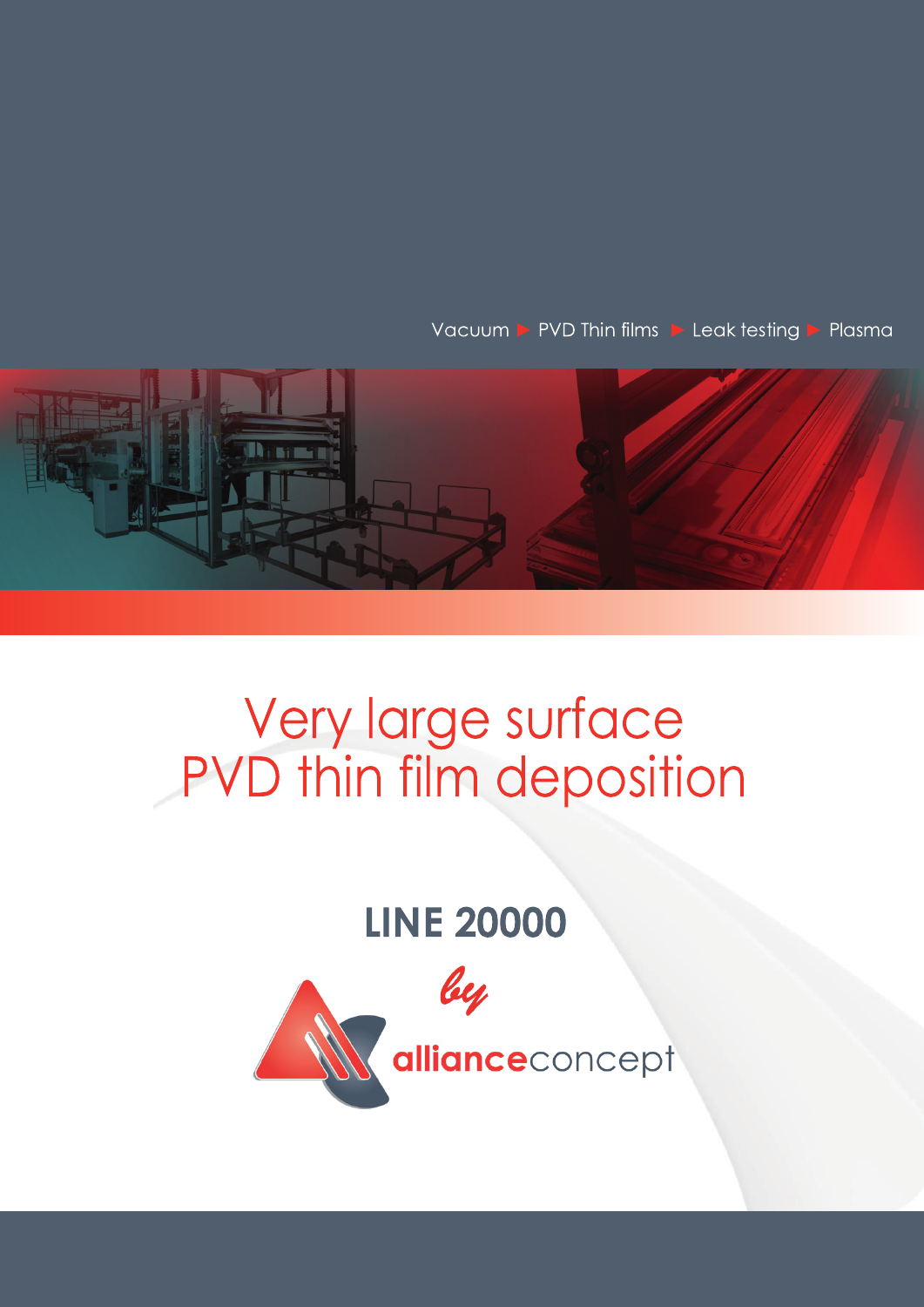Vacuum ▶ PVD Thin films ▶ Leak testing ▶ Plasma

# Very large surface PVD thin film deposition

## LINE 20000

*by*

**alliance**concept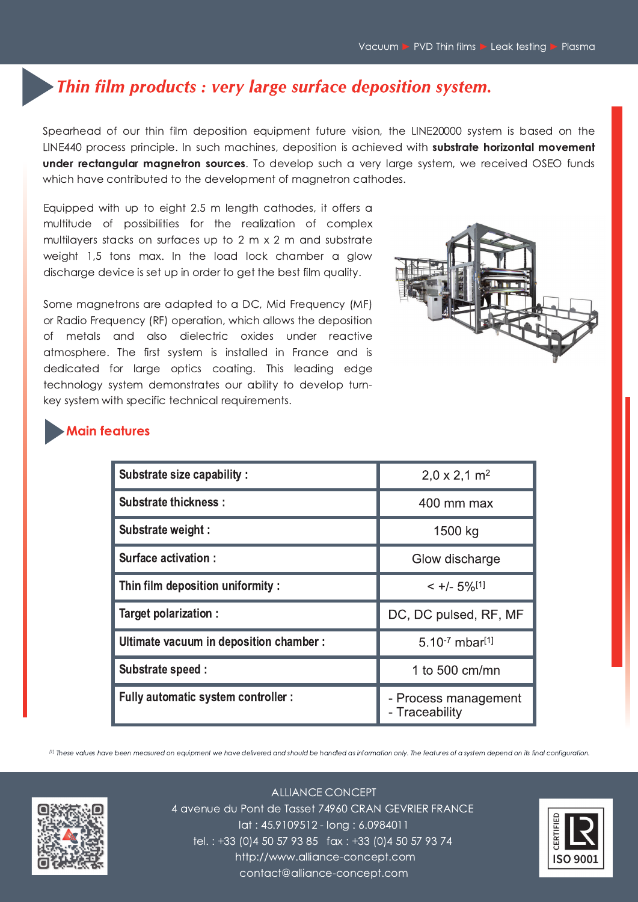# Thin film products : very large surface deposition system.

Spearhead of our thin film deposition equipment future vision, the LINE20000 system is based on the LINE440 process principle. In such machines, deposition is achieved with **substrate horizontal movement under rectangular magnetron sources**. To develop such a very large system, we received OSEO funds which have contributed to the development of magnetron cathodes.

Equipped with up to eight 2.5 m length cathodes, it offers a multitude of possibilities for the realization of complex multilayers stacks on surfaces up to 2 m x 2 m and substrate weight 1,5 tons max. In the load lock chamber a glow discharge device is set up in order to get the best film quality.

Some magnetrons are adapted to a DC, Mid Frequency (MF) or Radio Frequency (RF) operation, which allows the deposition of metals and also dielectric oxides under reactive atmosphere. The first system is installed in France and is dedicated for large optics coating. This leading edge technology system demonstrates our ability to develop turn-key system with specific technical requirements.

## Main features

| | |
|---|---|
| **Substrate size capability :** | 2,0 x 2,1 $m^2$ |
| **Substrate thickness :** | 400 mm max |
| **Substrate weight :** | 1500 kg |
| **Surface activation :** | Glow discharge |
| **Thin film deposition uniformity :** | < +/- 5%[1] |
| **Target polarization :** | DC, DC pulsed, RF, MF |
| **Ultimate vacuum in deposition chamber :** | $5.10^{-7}$ mbar[1] |
| **Substrate speed :** | 1 to 500 cm/mn |
| **Fully automatic system controller :** | - Process management<br>- Traceability |

*[1] These values have been measured on equipment we have delivered and should be handled as information only. The features of a system depend on its final configuration.*

ALLIANCE CONCEPT
4 avenue du Pont de Tasset 74960 CRAN GEVRIER FRANCE
lat : 45.9109512 - long : 6.0984011
tel. : +33 (0)4 50 57 93 85 fax : +33 (0)4 50 57 93 74
http://www.alliance-concept.com
contact@alliance-concept.com